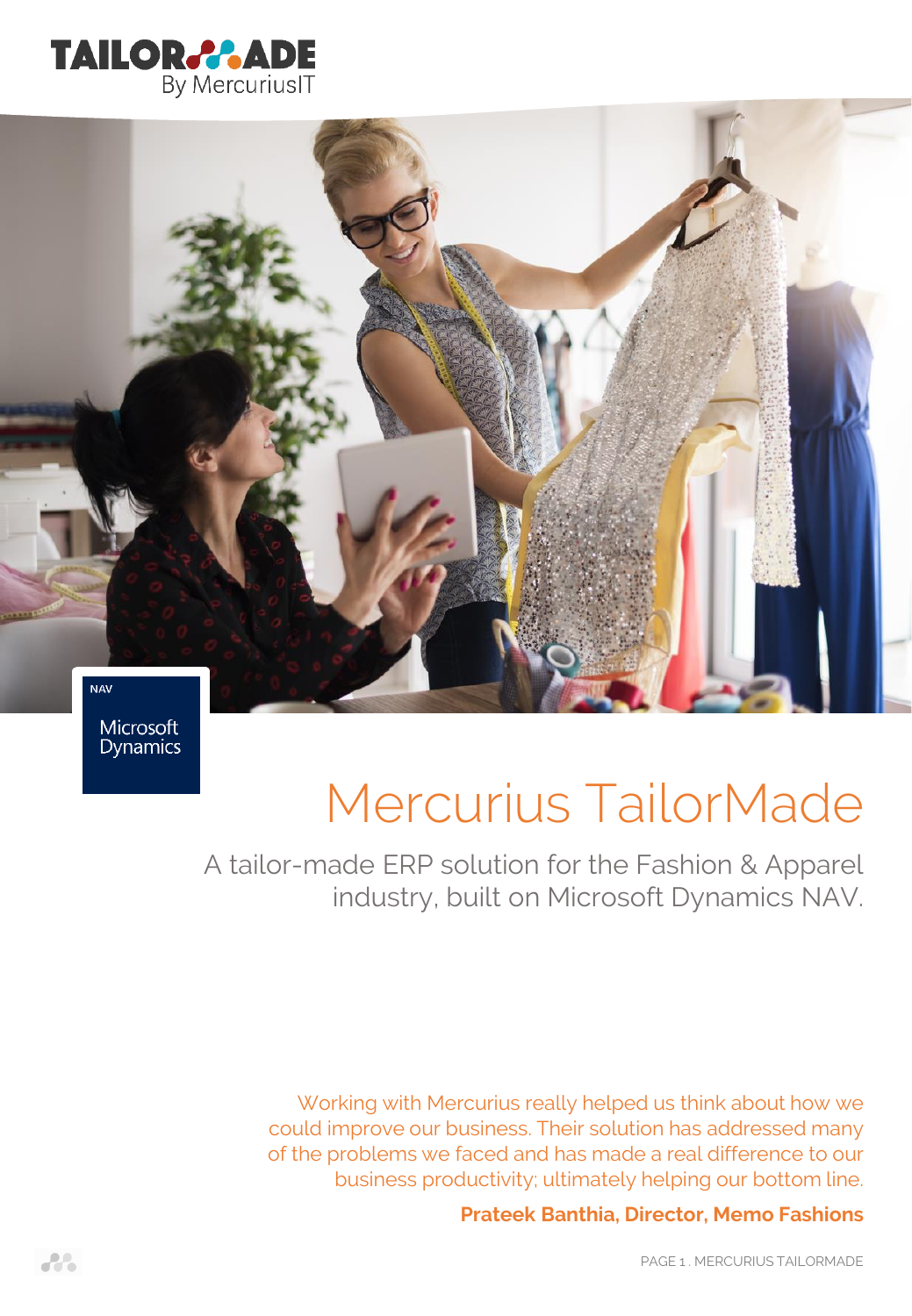# Mercurius TailorMade

A tailor-made ERP solution for the Fashion & Apparel industry, built on Microsoft Dynamics NAV.

Working with Mercurius really helped us think about how we could improve our business. Their solution has addressed many of the problems we faced and has made a real difference to our business productivity; ultimately helping our bottom line.

**Prateek Banthia, Director, Memo Fashions**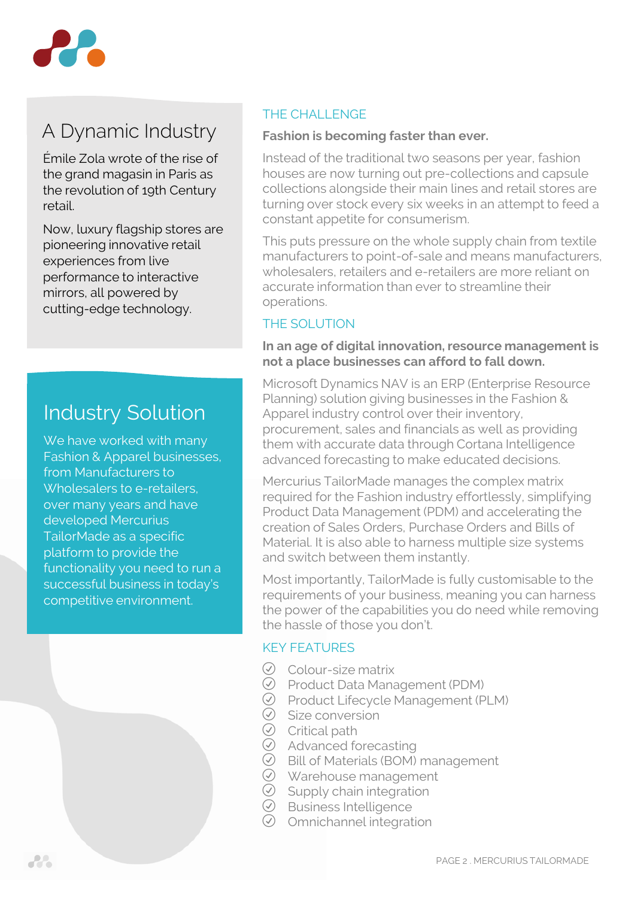## A Dynamic Industry

Émile Zola wrote of the rise of the grand magasin in Paris as the revolution of 19th Century retail.

Now, luxury flagship stores are pioneering innovative retail experiences from live performance to interactive mirrors, all powered by cutting-edge technology.

## Industry Solution

We have worked with many Fashion & Apparel businesses, from Manufacturers to Wholesalers to e-retailers, over many years and have developed Mercurius TailorMade as a specific platform to provide the functionality you need to run a successful business in today's competitive environment.

### THE CHALLENGE

**Fashion is becoming faster than ever.**

Instead of the traditional two seasons per year, fashion houses are now turning out pre-collections and capsule collections alongside their main lines and retail stores are turning over stock every six weeks in an attempt to feed a constant appetite for consumerism.

This puts pressure on the whole supply chain from textile manufacturers to point-of-sale and means manufacturers, wholesalers, retailers and e-retailers are more reliant on accurate information than ever to streamline their operations.

### THE SOLUTION

**In an age of digital innovation, resource management is not a place businesses can afford to fall down.**

Microsoft Dynamics NAV is an ERP (Enterprise Resource Planning) solution giving businesses in the Fashion & Apparel industry control over their inventory, procurement, sales and financials as well as providing them with accurate data through Cortana Intelligence advanced forecasting to make educated decisions.

Mercurius TailorMade manages the complex matrix required for the Fashion industry effortlessly, simplifying Product Data Management (PDM) and accelerating the creation of Sales Orders, Purchase Orders and Bills of Material. It is also able to harness multiple size systems and switch between them instantly.

Most importantly, TailorMade is fully customisable to the requirements of your business, meaning you can harness the power of the capabilities you do need while removing the hassle of those you don't.

### KEY FEATURES

- Colour-size matrix
- Product Data Management (PDM)
- Product Lifecycle Management (PLM)
- Size conversion
- Critical path
- Advanced forecasting
- Bill of Materials (BOM) management
- Warehouse management
- Supply chain integration
- Business Intelligence
- Omnichannel integration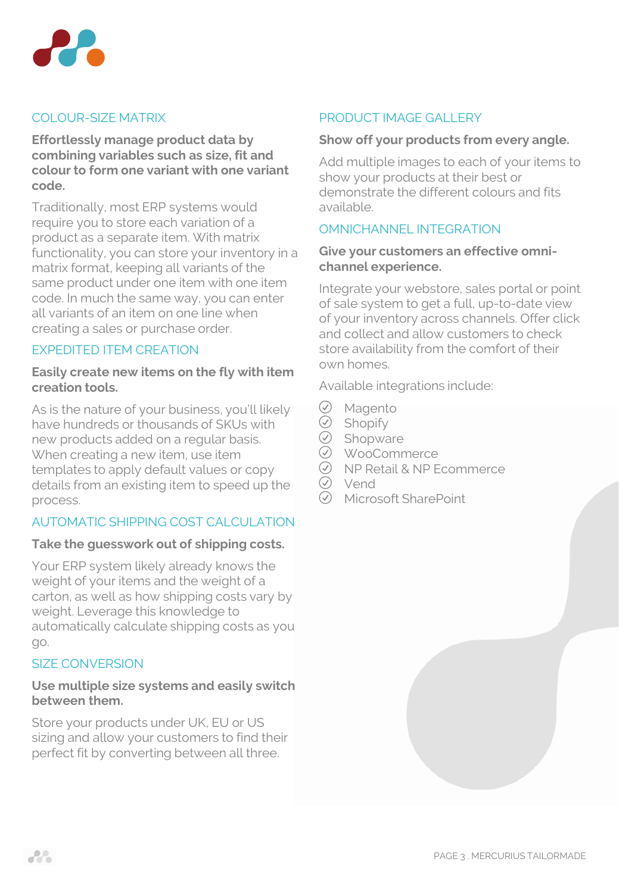## COLOUR-SIZE MATRIX

**Effortlessly manage product data by combining variables such as size, fit and colour to form one variant with one variant code.**

Traditionally, most ERP systems would require you to store each variation of a product as a separate item. With matrix functionality, you can store your inventory in a matrix format, keeping all variants of the same product under one item with one item code. In much the same way, you can enter all variants of an item on one line when creating a sales or purchase order.

## EXPEDITED ITEM CREATION

**Easily create new items on the fly with item creation tools.**

As is the nature of your business, you'll likely have hundreds or thousands of SKUs with new products added on a regular basis. When creating a new item, use item templates to apply default values or copy details from an existing item to speed up the process.

## AUTOMATIC SHIPPING COST CALCULATION

**Take the guesswork out of shipping costs.**

Your ERP system likely already knows the weight of your items and the weight of a carton, as well as how shipping costs vary by weight. Leverage this knowledge to automatically calculate shipping costs as you go.

## SIZE CONVERSION

**Use multiple size systems and easily switch between them.**

Store your products under UK, EU or US sizing and allow your customers to find their perfect fit by converting between all three.

## PRODUCT IMAGE GALLERY

**Show off your products from every angle.**

Add multiple images to each of your items to show your products at their best or demonstrate the different colours and fits available.

## OMNICHANNEL INTEGRATION

**Give your customers an effective omni-channel experience.**

Integrate your webstore, sales portal or point of sale system to get a full, up-to-date view of your inventory across channels. Offer click and collect and allow customers to check store availability from the comfort of their own homes.

Available integrations include:

- Magento
- Shopify
- Shopware
- WooCommerce
- NP Retail & NP Ecommerce
- Vend
- Microsoft SharePoint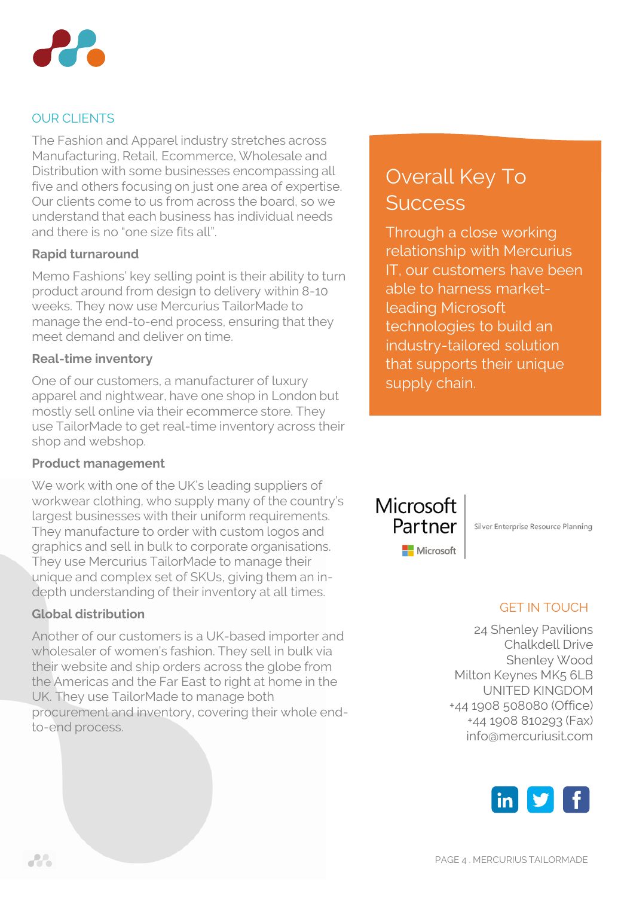## OUR CLIENTS

The Fashion and Apparel industry stretches across Manufacturing, Retail, Ecommerce, Wholesale and Distribution with some businesses encompassing all five and others focusing on just one area of expertise. Our clients come to us from across the board, so we understand that each business has individual needs and there is no "one size fits all".

### Rapid turnaround

Memo Fashions' key selling point is their ability to turn product around from design to delivery within 8-10 weeks. They now use Mercurius TailorMade to manage the end-to-end process, ensuring that they meet demand and deliver on time.

### Real-time inventory

One of our customers, a manufacturer of luxury apparel and nightwear, have one shop in London but mostly sell online via their ecommerce store. They use TailorMade to get real-time inventory across their shop and webshop.

### Product management

We work with one of the UK's leading suppliers of workwear clothing, who supply many of the country's largest businesses with their uniform requirements. They manufacture to order with custom logos and graphics and sell in bulk to corporate organisations. They use Mercurius TailorMade to manage their unique and complex set of SKUs, giving them an in-depth understanding of their inventory at all times.

### Global distribution

Another of our customers is a UK-based importer and wholesaler of women's fashion. They sell in bulk via their website and ship orders across the globe from the Americas and the Far East to right at home in the UK. They use TailorMade to manage both procurement and inventory, covering their whole end-to-end process.

## Overall Key To Success

Through a close working relationship with Mercurius IT, our customers have been able to harness market-leading Microsoft technologies to build an industry-tailored solution that supports their unique supply chain.

Microsoft Partner

Microsoft

Silver Enterprise Resource Planning

## GET IN TOUCH

24 Shenley Pavilions
Chalkdell Drive
Shenley Wood
Milton Keynes MK5 6LB
UNITED KINGDOM
+44 1908 508080 (Office)
+44 1908 810293 (Fax)
info@mercuriusit.com